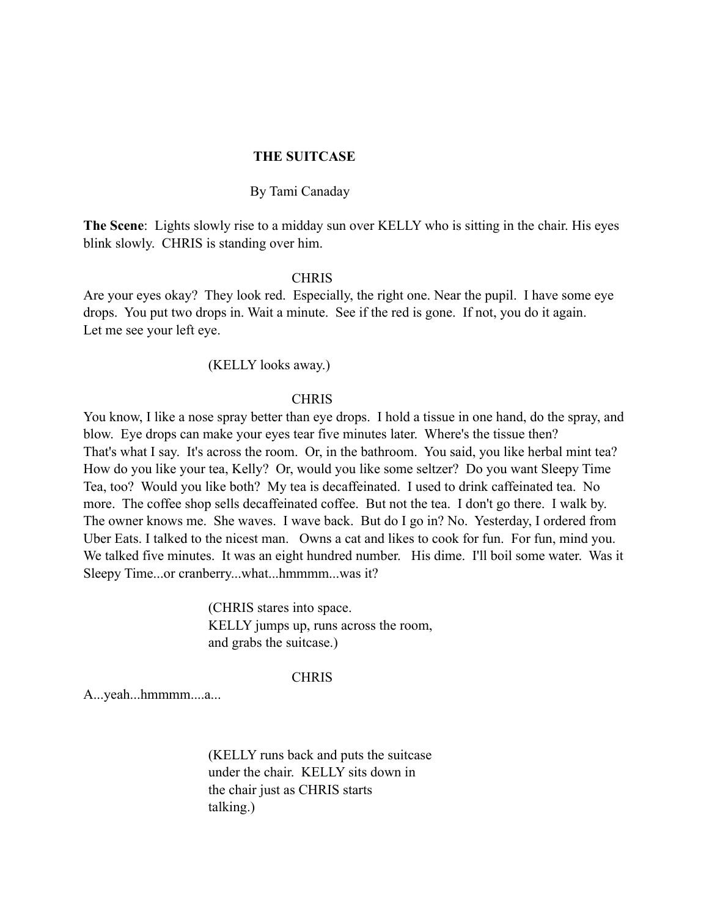**THE SUITCASE**

By Tami Canaday

**The Scene**: Lights slowly rise to a midday sun over KELLY who is sitting in the chair. His eyes blink slowly. CHRIS is standing over him.

CHRIS

Are your eyes okay? They look red. Especially, the right one. Near the pupil. I have some eye drops. You put two drops in. Wait a minute. See if the red is gone. If not, you do it again. Let me see your left eye.

(KELLY looks away.)

CHRIS

You know, I like a nose spray better than eye drops. I hold a tissue in one hand, do the spray, and blow. Eye drops can make your eyes tear five minutes later. Where's the tissue then? That's what I say. It's across the room. Or, in the bathroom. You said, you like herbal mint tea? How do you like your tea, Kelly? Or, would you like some seltzer? Do you want Sleepy Time Tea, too? Would you like both? My tea is decaffeinated. I used to drink caffeinated tea. No more. The coffee shop sells decaffeinated coffee. But not the tea. I don't go there. I walk by. The owner knows me. She waves. I wave back. But do I go in? No. Yesterday, I ordered from Uber Eats. I talked to the nicest man. Owns a cat and likes to cook for fun. For fun, mind you. We talked five minutes. It was an eight hundred number. His dime. I'll boil some water. Was it Sleepy Time...or cranberry...what...hmmmm...was it?

(CHRIS stares into space.
KELLY jumps up, runs across the room, and grabs the suitcase.)

CHRIS

A...yeah...hmmmm....a...

(KELLY runs back and puts the suitcase under the chair. KELLY sits down in the chair just as CHRIS starts talking.)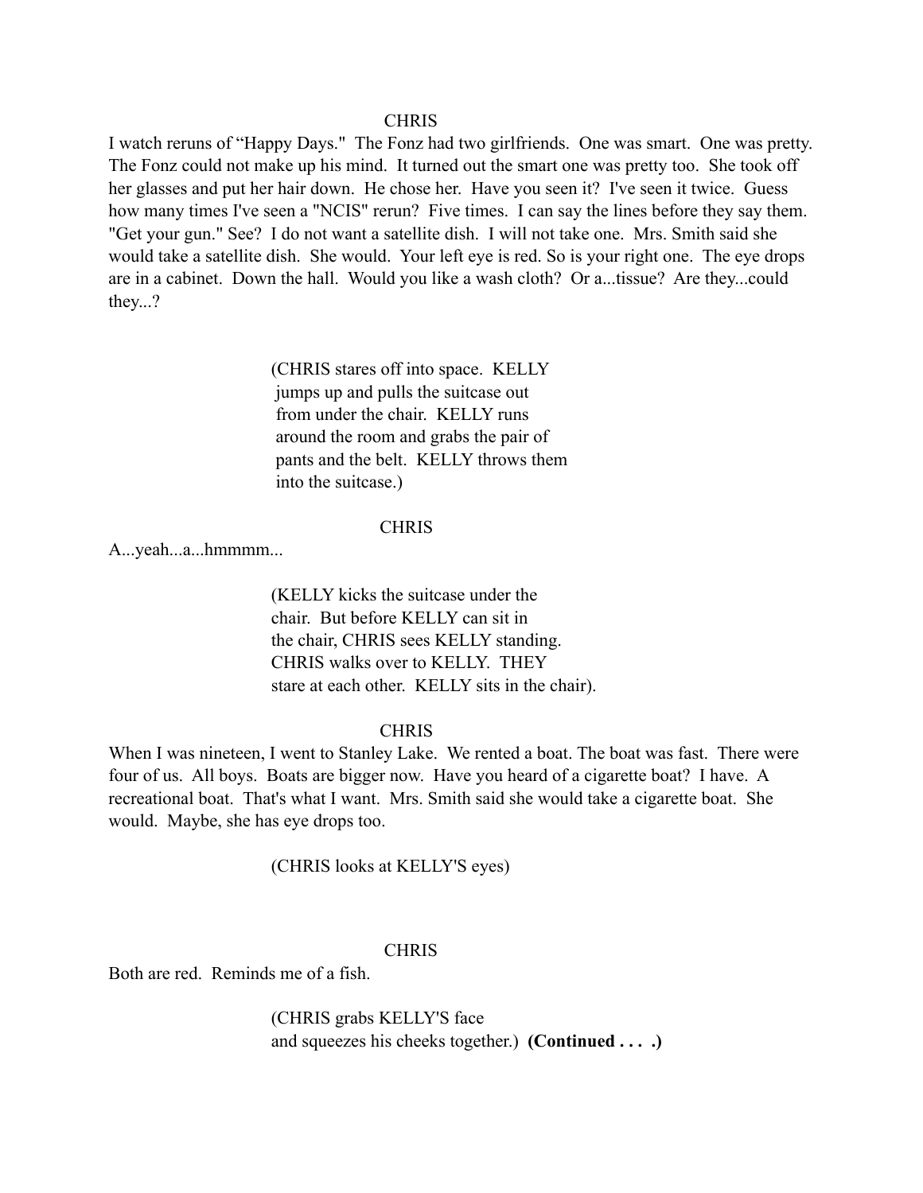CHRIS

I watch reruns of “Happy Days." The Fonz had two girlfriends. One was smart. One was pretty. The Fonz could not make up his mind. It turned out the smart one was pretty too. She took off her glasses and put her hair down. He chose her. Have you seen it? I've seen it twice. Guess how many times I've seen a "NCIS" rerun? Five times. I can say the lines before they say them. "Get your gun." See? I do not want a satellite dish. I will not take one. Mrs. Smith said she would take a satellite dish. She would. Your left eye is red. So is your right one. The eye drops are in a cabinet. Down the hall. Would you like a wash cloth? Or a...tissue? Are they...could they...?

(CHRIS stares off into space. KELLY jumps up and pulls the suitcase out from under the chair. KELLY runs around the room and grabs the pair of pants and the belt. KELLY throws them into the suitcase.)

CHRIS

A...yeah...a...hmmmm...

(KELLY kicks the suitcase under the chair. But before KELLY can sit in the chair, CHRIS sees KELLY standing. CHRIS walks over to KELLY. THEY stare at each other. KELLY sits in the chair).

CHRIS

When I was nineteen, I went to Stanley Lake. We rented a boat. The boat was fast. There were four of us. All boys. Boats are bigger now. Have you heard of a cigarette boat? I have. A recreational boat. That's what I want. Mrs. Smith said she would take a cigarette boat. She would. Maybe, she has eye drops too.

(CHRIS looks at KELLY'S eyes)

CHRIS

Both are red. Reminds me of a fish.

(CHRIS grabs KELLY'S face and squeezes his cheeks together.) **(Continued . . . .)**